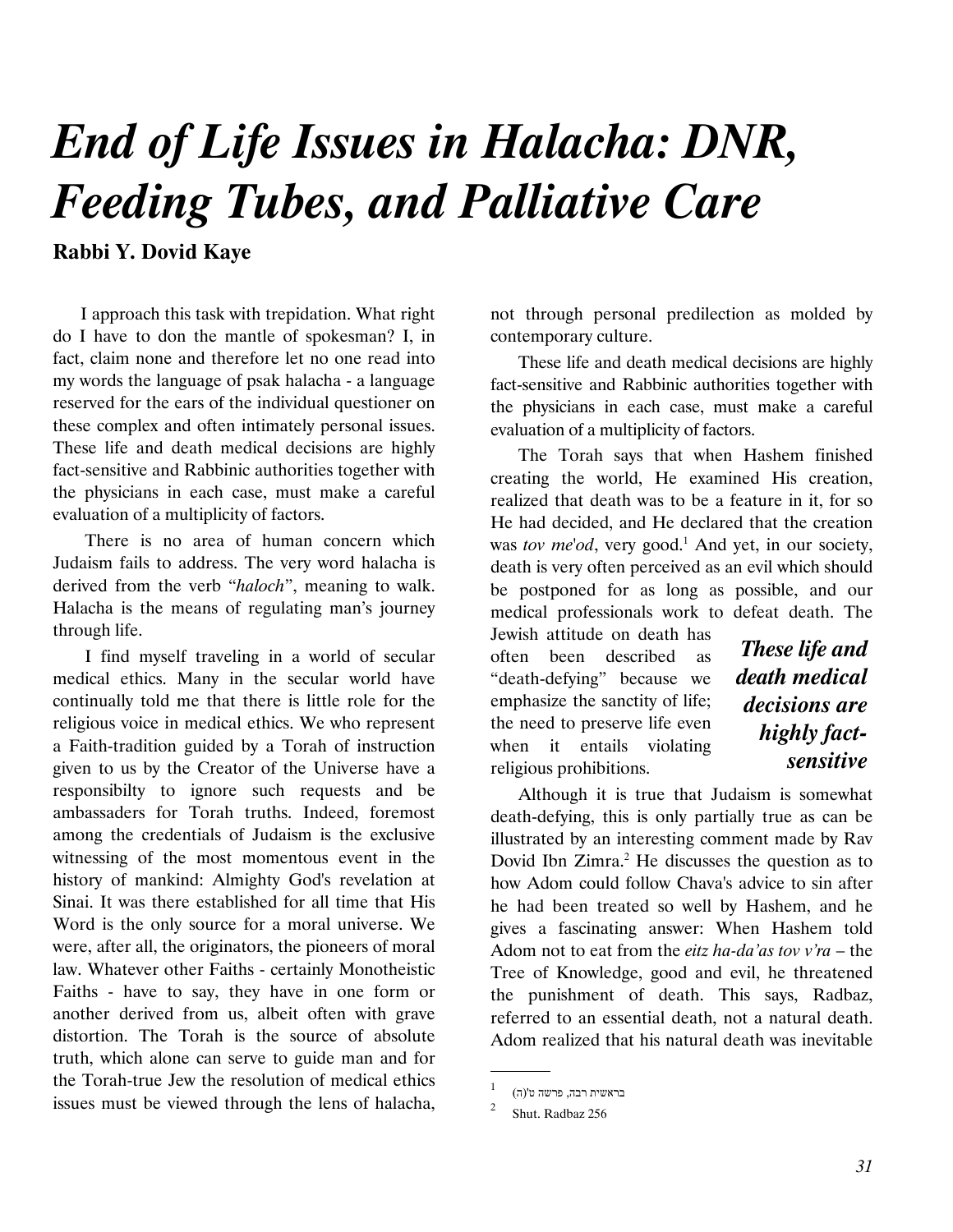# *End of Life Issues in Halacha: DNR, Feeding Tubes, and Palliative Care*

**Rabbi Y. Dovid Kaye**

I approach this task with trepidation. What right do I have to don the mantle of spokesman? I, in fact, claim none and therefore let no one read into my words the language of psak halacha - a language reserved for the ears of the individual questioner on these complex and often intimately personal issues. These life and death medical decisions are highly fact-sensitive and Rabbinic authorities together with the physicians in each case, must make a careful evaluation of a multiplicity of factors.

There is no area of human concern which Judaism fails to address. The very word halacha is derived from the verb "*haloch*", meaning to walk. Halacha is the means of regulating man's journey through life.

I find myself traveling in a world of secular medical ethics. Many in the secular world have continually told me that there is little role for the religious voice in medical ethics. We who represent a Faith-tradition guided by a Torah of instruction given to us by the Creator of the Universe have a responsibilty to ignore such requests and be ambassadors for Torah truths. Indeed, foremost among the credentials of Judaism is the exclusive witnessing of the most momentous event in the history of mankind: Almighty God's revelation at Sinai. It was there established for all time that His Word is the only source for a moral universe. We were, after all, the originators, the pioneers of moral law. Whatever other Faiths - certainly Monotheistic Faiths - have to say, they have in one form or another derived from us, albeit often with grave distortion. The Torah is the source of absolute truth, which alone can serve to guide man and for the Torah-true Jew the resolution of medical ethics issues must be viewed through the lens of halacha, not through personal predilection as molded by contemporary culture.

These life and death medical decisions are highly fact-sensitive and Rabbinic authorities together with the physicians in each case, must make a careful evaluation of a multiplicity of factors.

The Torah says that when Hashem finished creating the world, He examined His creation, realized that death was to be a feature in it, for so He had decided, and He declared that the creation was *tov me'od*, very good.[1] And yet, in our society, death is very often perceived as an evil which should be postponed for as long as possible, and our medical professionals work to defeat death. The Jewish attitude on death has often been described as "death-defying" because we emphasize the sanctity of life; the need to preserve life even when it entails violating religious prohibitions.

> ***These life and death medical decisions are highly fact-sensitive***

Although it is true that Judaism is somewhat death-defying, this is only partially true as can be illustrated by an interesting comment made by Rav Dovid Ibn Zimra.[2] He discusses the question as to how Adom could follow Chava's advice to sin after he had been treated so well by Hashem, and he gives a fascinating answer: When Hashem told Adom not to eat from the *eitz ha-da'as tov v'ra* – the Tree of Knowledge, good and evil, he threatened the punishment of death. This says, Radbaz, referred to an essential death, not a natural death. Adom realized that his natural death was inevitable

---

[1] בראשית רבה, פרשה ט'(ה)

[2] Shut. Radbaz 256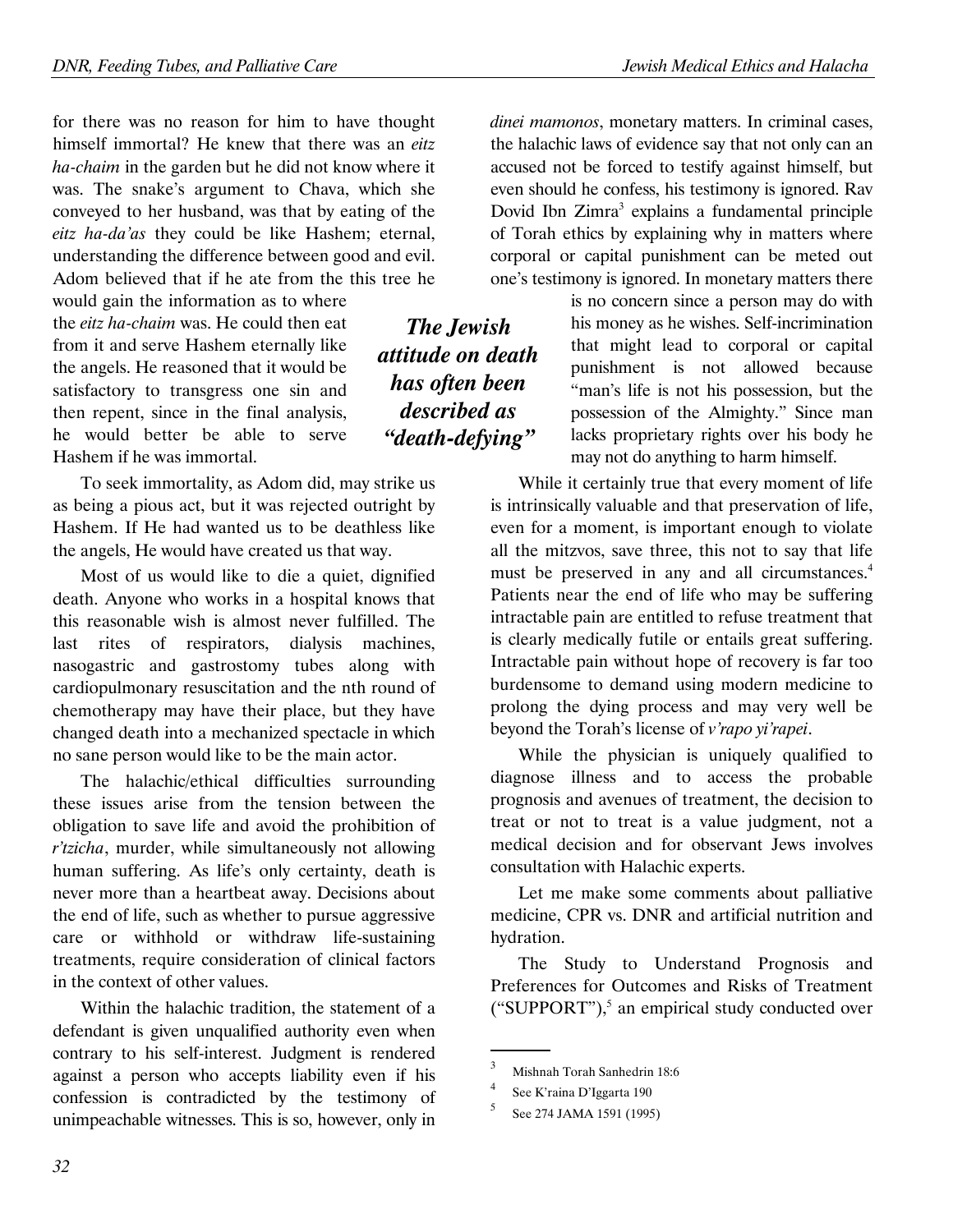for there was no reason for him to have thought himself immortal? He knew that there was an *eitz ha-chaim* in the garden but he did not know where it was. The snake's argument to Chava, which she conveyed to her husband, was that by eating of the *eitz ha-da'as* they could be like Hashem; eternal, understanding the difference between good and evil. Adom believed that if he ate from the this tree he would gain the information as to where the *eitz ha-chaim* was. He could then eat from it and serve Hashem eternally like the angels. He reasoned that it would be satisfactory to transgress one sin and then repent, since in the final analysis, he would better be able to serve Hashem if he was immortal.

To seek immortality, as Adom did, may strike us as being a pious act, but it was rejected outright by Hashem. If He had wanted us to be deathless like the angels, He would have created us that way.

Most of us would like to die a quiet, dignified death. Anyone who works in a hospital knows that this reasonable wish is almost never fulfilled. The last rites of respirators, dialysis machines, nasogastric and gastrostomy tubes along with cardiopulmonary resuscitation and the nth round of chemotherapy may have their place, but they have changed death into a mechanized spectacle in which no sane person would like to be the main actor.

The halachic/ethical difficulties surrounding these issues arise from the tension between the obligation to save life and avoid the prohibition of *r'tzicha*, murder, while simultaneously not allowing human suffering. As life's only certainty, death is never more than a heartbeat away. Decisions about the end of life, such as whether to pursue aggressive care or withhold or withdraw life-sustaining treatments, require consideration of clinical factors in the context of other values.

Within the halachic tradition, the statement of a defendant is given unqualified authority even when contrary to his self-interest. Judgment is rendered against a person who accepts liability even if his confession is contradicted by the testimony of unimpeachable witnesses. This is so, however, only in *dinei mamonos*, monetary matters. In criminal cases, the halachic laws of evidence say that not only can an accused not be forced to testify against himself, but even should he confess, his testimony is ignored. Rav Dovid Ibn Zimra[3] explains a fundamental principle of Torah ethics by explaining why in matters where corporal or capital punishment can be meted out one's testimony is ignored. In monetary matters there is no concern since a person may do with his money as he wishes. Self-incrimination that might lead to corporal or capital punishment is not allowed because "man's life is not his possession, but the possession of the Almighty." Since man lacks proprietary rights over his body he may not do anything to harm himself.

***The Jewish attitude on death has often been described as "death-defying"***

While it certainly true that every moment of life is intrinsically valuable and that preservation of life, even for a moment, is important enough to violate all the mitzvos, save three, this not to say that life must be preserved in any and all circumstances.[4] Patients near the end of life who may be suffering intractable pain are entitled to refuse treatment that is clearly medically futile or entails great suffering. Intractable pain without hope of recovery is far too burdensome to demand using modern medicine to prolong the dying process and may very well be beyond the Torah's license of *v'rapo yi'rapei*.

While the physician is uniquely qualified to diagnose illness and to access the probable prognosis and avenues of treatment, the decision to treat or not to treat is a value judgment, not a medical decision and for observant Jews involves consultation with Halachic experts.

Let me make some comments about palliative medicine, CPR vs. DNR and artificial nutrition and hydration.

The Study to Understand Prognosis and Preferences for Outcomes and Risks of Treatment ("SUPPORT"),[5] an empirical study conducted over

---

[3] Mishnah Torah Sanhedrin 18:6

[4] See K'raina D'Iggarta 190

[5] See 274 JAMA 1591 (1995)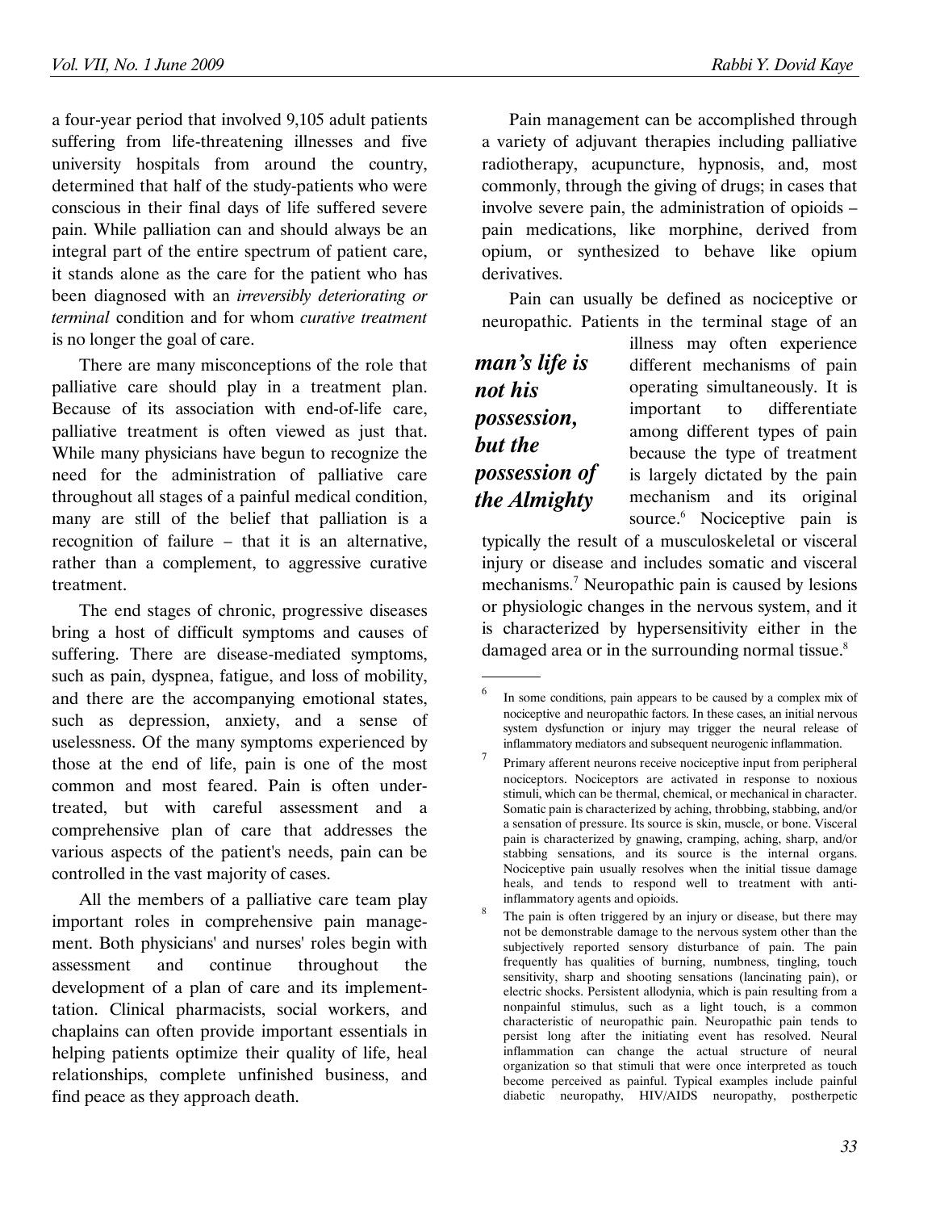a four-year period that involved 9,105 adult patients suffering from life-threatening illnesses and five university hospitals from around the country, determined that half of the study-patients who were conscious in their final days of life suffered severe pain. While palliation can and should always be an integral part of the entire spectrum of patient care, it stands alone as the care for the patient who has been diagnosed with an *irreversibly deteriorating or terminal* condition and for whom *curative treatment* is no longer the goal of care.

There are many misconceptions of the role that palliative care should play in a treatment plan. Because of its association with end-of-life care, palliative treatment is often viewed as just that. While many physicians have begun to recognize the need for the administration of palliative care throughout all stages of a painful medical condition, many are still of the belief that palliation is a recognition of failure – that it is an alternative, rather than a complement, to aggressive curative treatment.

The end stages of chronic, progressive diseases bring a host of difficult symptoms and causes of suffering. There are disease-mediated symptoms, such as pain, dyspnea, fatigue, and loss of mobility, and there are the accompanying emotional states, such as depression, anxiety, and a sense of uselessness. Of the many symptoms experienced by those at the end of life, pain is one of the most common and most feared. Pain is often under-treated, but with careful assessment and a comprehensive plan of care that addresses the various aspects of the patient's needs, pain can be controlled in the vast majority of cases.

All the members of a palliative care team play important roles in comprehensive pain management. Both physicians' and nurses' roles begin with assessment and continue throughout the development of a plan of care and its implementation. Clinical pharmacists, social workers, and chaplains can often provide important essentials in helping patients optimize their quality of life, heal relationships, complete unfinished business, and find peace as they approach death.

Pain management can be accomplished through a variety of adjuvant therapies including palliative radiotherapy, acupuncture, hypnosis, and, most commonly, through the giving of drugs; in cases that involve severe pain, the administration of opioids – pain medications, like morphine, derived from opium, or synthesized to behave like opium derivatives.

Pain can usually be defined as nociceptive or neuropathic. Patients in the terminal stage of an illness may often experience different mechanisms of pain operating simultaneously. It is important to differentiate among different types of pain because the type of treatment is largely dictated by the pain mechanism and its original source.[6] Nociceptive pain is typically the result of a musculoskeletal or visceral injury or disease and includes somatic and visceral mechanisms.[7] Neuropathic pain is caused by lesions or physiologic changes in the nervous system, and it is characterized by hypersensitivity either in the damaged area or in the surrounding normal tissue.[8]

***man's life is not his possession, but the possession of the Almighty***

---

[6] In some conditions, pain appears to be caused by a complex mix of nociceptive and neuropathic factors. In these cases, an initial nervous system dysfunction or injury may trigger the neural release of inflammatory mediators and subsequent neurogenic inflammation.

[7] Primary afferent neurons receive nociceptive input from peripheral nociceptors. Nociceptors are activated in response to noxious stimuli, which can be thermal, chemical, or mechanical in character. Somatic pain is characterized by aching, throbbing, stabbing, and/or a sensation of pressure. Its source is skin, muscle, or bone. Visceral pain is characterized by gnawing, cramping, aching, sharp, and/or stabbing sensations, and its source is the internal organs. Nociceptive pain usually resolves when the initial tissue damage heals, and tends to respond well to treatment with anti-inflammatory agents and opioids.

[8] The pain is often triggered by an injury or disease, but there may not be demonstrable damage to the nervous system other than the subjectively reported sensory disturbance of pain. The pain frequently has qualities of burning, numbness, tingling, touch sensitivity, sharp and shooting sensations (lancinating pain), or electric shocks. Persistent allodynia, which is pain resulting from a nonpainful stimulus, such as a light touch, is a common characteristic of neuropathic pain. Neuropathic pain tends to persist long after the initiating event has resolved. Neural inflammation can change the actual structure of neural organization so that stimuli that were once interpreted as touch become perceived as painful. Typical examples include painful diabetic neuropathy, HIV/AIDS neuropathy, postherpetic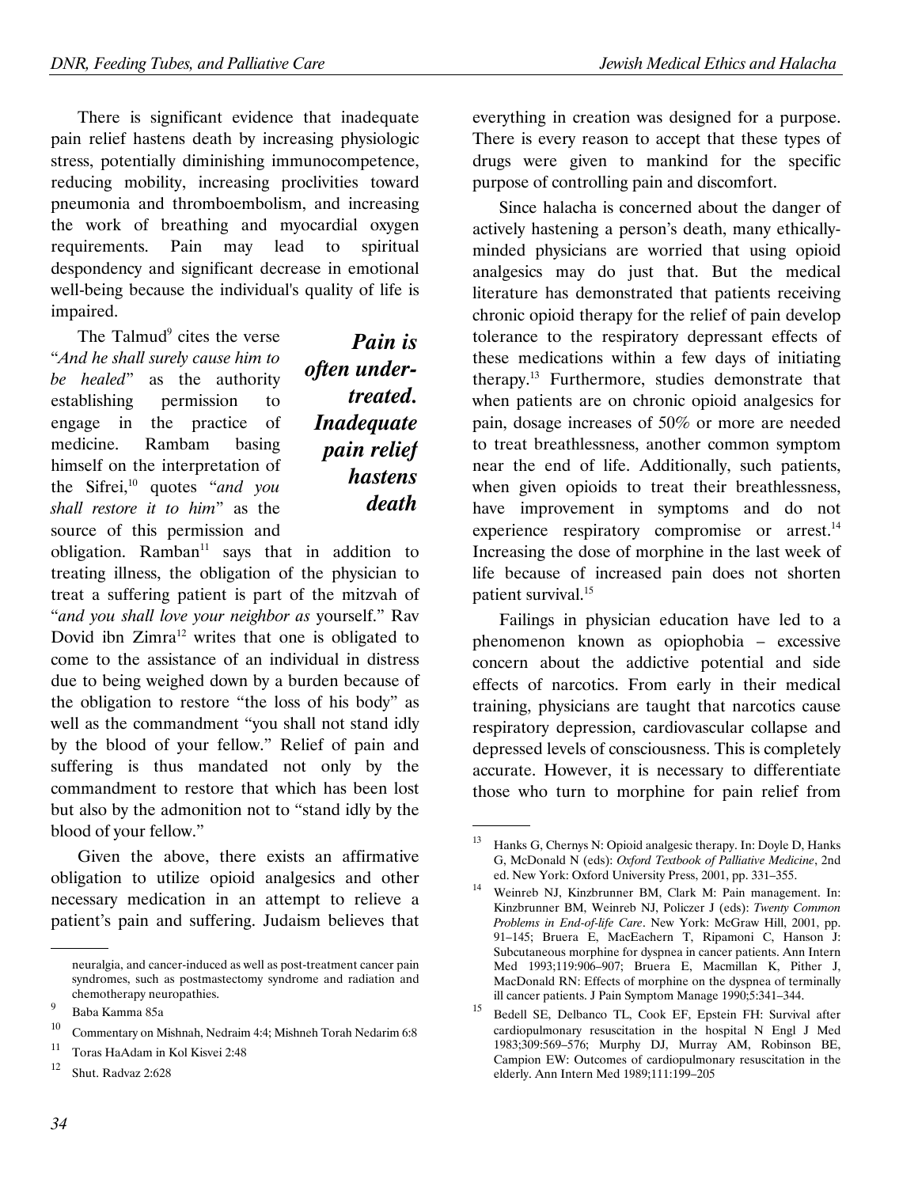There is significant evidence that inadequate pain relief hastens death by increasing physiologic stress, potentially diminishing immunocompetence, reducing mobility, increasing proclivities toward pneumonia and thromboembolism, and increasing the work of breathing and myocardial oxygen requirements. Pain may lead to spiritual despondency and significant decrease in emotional well-being because the individual's quality of life is impaired.

***Pain is often under-treated. Inadequate pain relief hastens death***

The Talmud[9] cites the verse "*And he shall surely cause him to be healed*" as the authority establishing permission to engage in the practice of medicine. Rambam basing himself on the interpretation of the Sifrei,[10] quotes "*and you shall restore it to him*" as the source of this permission and obligation. Ramban[11] says that in addition to treating illness, the obligation of the physician to treat a suffering patient is part of the mitzvah of "*and you shall love your neighbor as* yourself." Rav Dovid ibn Zimra[12] writes that one is obligated to come to the assistance of an individual in distress due to being weighed down by a burden because of the obligation to restore "the loss of his body" as well as the commandment "you shall not stand idly by the blood of your fellow." Relief of pain and suffering is thus mandated not only by the commandment to restore that which has been lost but also by the admonition not to "stand idly by the blood of your fellow."

Given the above, there exists an affirmative obligation to utilize opioid analgesics and other necessary medication in an attempt to relieve a patient's pain and suffering. Judaism believes that everything in creation was designed for a purpose. There is every reason to accept that these types of drugs were given to mankind for the specific purpose of controlling pain and discomfort.

Since halacha is concerned about the danger of actively hastening a person's death, many ethically-minded physicians are worried that using opioid analgesics may do just that. But the medical literature has demonstrated that patients receiving chronic opioid therapy for the relief of pain develop tolerance to the respiratory depressant effects of these medications within a few days of initiating therapy.[13] Furthermore, studies demonstrate that when patients are on chronic opioid analgesics for pain, dosage increases of 50% or more are needed to treat breathlessness, another common symptom near the end of life. Additionally, such patients, when given opioids to treat their breathlessness, have improvement in symptoms and do not experience respiratory compromise or arrest.[14] Increasing the dose of morphine in the last week of life because of increased pain does not shorten patient survival.[15]

Failings in physician education have led to a phenomenon known as opiophobia – excessive concern about the addictive potential and side effects of narcotics. From early in their medical training, physicians are taught that narcotics cause respiratory depression, cardiovascular collapse and depressed levels of consciousness. This is completely accurate. However, it is necessary to differentiate those who turn to morphine for pain relief from

---

neuralgia, and cancer-induced as well as post-treatment cancer pain syndromes, such as postmastectomy syndrome and radiation and chemotherapy neuropathies.

9. Baba Kamma 85a
10. Commentary on Mishnah, Nedraim 4:4; Mishneh Torah Nedarim 6:8
11. Toras HaAdam in Kol Kisvei 2:48
12. Shut. Radvaz 2:628
13. Hanks G, Chernys N: Opioid analgesic therapy. In: Doyle D, Hanks G, McDonald N (eds): *Oxford Textbook of Palliative Medicine*, 2nd ed. New York: Oxford University Press, 2001, pp. 331–355.
14. Weinreb NJ, Kinzbrunner BM, Clark M: Pain management. In: Kinzbrunner BM, Weinreb NJ, Policzer J (eds): *Twenty Common Problems in End-of-life Care*. New York: McGraw Hill, 2001, pp. 91–145; Bruera E, MacEachern T, Ripamoni C, Hanson J: Subcutaneous morphine for dyspnea in cancer patients. Ann Intern Med 1993;119:906–907; Bruera E, Macmillan K, Pither J, MacDonald RN: Effects of morphine on the dyspnea of terminally ill cancer patients. J Pain Symptom Manage 1990;5:341–344.
15. Bedell SE, Delbanco TL, Cook EF, Epstein FH: Survival after cardiopulmonary resuscitation in the hospital N Engl J Med 1983;309:569–576; Murphy DJ, Murray AM, Robinson BE, Campion EW: Outcomes of cardiopulmonary resuscitation in the elderly. Ann Intern Med 1989;111:199–205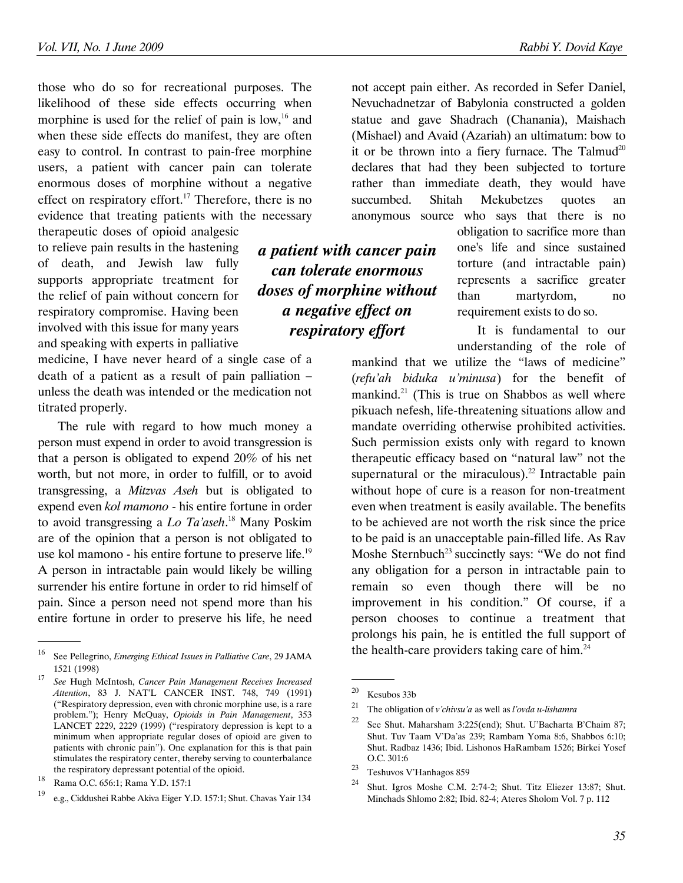those who do so for recreational purposes. The likelihood of these side effects occurring when morphine is used for the relief of pain is low,[16] and when these side effects do manifest, they are often easy to control. In contrast to pain-free morphine users, a patient with cancer pain can tolerate enormous doses of morphine without a negative effect on respiratory effort.[17] Therefore, there is no evidence that treating patients with the necessary therapeutic doses of opioid analgesic to relieve pain results in the hastening of death, and Jewish law fully supports appropriate treatment for the relief of pain without concern for respiratory compromise. Having been involved with this issue for many years and speaking with experts in palliative medicine, I have never heard of a single case of a death of a patient as a result of pain palliation – unless the death was intended or the medication not titrated properly.

> ***a patient with cancer pain can tolerate enormous doses of morphine without a negative effect on respiratory effort***

The rule with regard to how much money a person must expend in order to avoid transgression is that a person is obligated to expend 20% of his net worth, but not more, in order to fulfill, or to avoid transgressing, a *Mitzvas Aseh* but is obligated to expend even *kol mamono* - his entire fortune in order to avoid transgressing a *Lo Ta'aseh*.[18] Many Poskim are of the opinion that a person is not obligated to use kol mamono - his entire fortune to preserve life.[19] A person in intractable pain would likely be willing surrender his entire fortune in order to rid himself of pain. Since a person need not spend more than his entire fortune in order to preserve his life, he need not accept pain either. As recorded in Sefer Daniel, Nevuchadnetzar of Babylonia constructed a golden statue and gave Shadrach (Chanania), Maishach (Mishael) and Avaid (Azariah) an ultimatum: bow to it or be thrown into a fiery furnace. The Talmud[20] declares that had they been subjected to torture rather than immediate death, they would have succumbed. Shitah Mekubetzes quotes an anonymous source who says that there is no obligation to sacrifice more than one's life and since sustained torture (and intractable pain) represents a sacrifice greater than martyrdom, no requirement exists to do so.

It is fundamental to our understanding of the role of mankind that we utilize the "laws of medicine" (*refu'ah biduka u'minusa*) for the benefit of mankind.[21] (This is true on Shabbos as well where pikuach nefesh, life-threatening situations allow and mandate overriding otherwise prohibited activities. Such permission exists only with regard to known therapeutic efficacy based on "natural law" not the supernatural or the miraculous).[22] Intractable pain without hope of cure is a reason for non-treatment even when treatment is easily available. The benefits to be achieved are not worth the risk since the price to be paid is an unacceptable pain-filled life. As Rav Moshe Sternbuch[23] succinctly says: "We do not find any obligation for a person in intractable pain to remain so even though there will be no improvement in his condition." Of course, if a person chooses to continue a treatment that prolongs his pain, he is entitled the full support of the health-care providers taking care of him.[24]

---

16 See Pellegrino, *Emerging Ethical Issues in Palliative Care*, 29 JAMA 1521 (1998)

17 *See* Hugh McIntosh, *Cancer Pain Management Receives Increased Attention*, 83 J. NAT'L CANCER INST. 748, 749 (1991) ("Respiratory depression, even with chronic morphine use, is a rare problem."); Henry McQuay, *Opioids in Pain Management*, 353 LANCET 2229, 2229 (1999) ("respiratory depression is kept to a minimum when appropriate regular doses of opioid are given to patients with chronic pain"). One explanation for this is that pain stimulates the respiratory center, thereby serving to counterbalance the respiratory depressant potential of the opioid.

18 Rama O.C. 656:1; Rama Y.D. 157:1

19 e.g., Ciddushei Rabbe Akiva Eiger Y.D. 157:1; Shut. Chavas Yair 134

20 Kesubos 33b

21 The obligation of *v'chivsu'a* as well as *l'ovda u-lishamra*

22 See Shut. Maharsham 3:225(end); Shut. U'Bacharta B'Chaim 87; Shut. Tuv Taam V'Da'as 239; Rambam Yoma 8:6, Shabbos 6:10; Shut. Radbaz 1436; Ibid. Lishonos HaRambam 1526; Birkei Yosef O.C. 301:6

23 Teshuvos V'Hanhagos 859

24 Shut. Igros Moshe C.M. 2:74-2; Shut. Titz Eliezer 13:87; Shut. Minchads Shlomo 2:82; Ibid. 82-4; Ateres Sholom Vol. 7 p. 112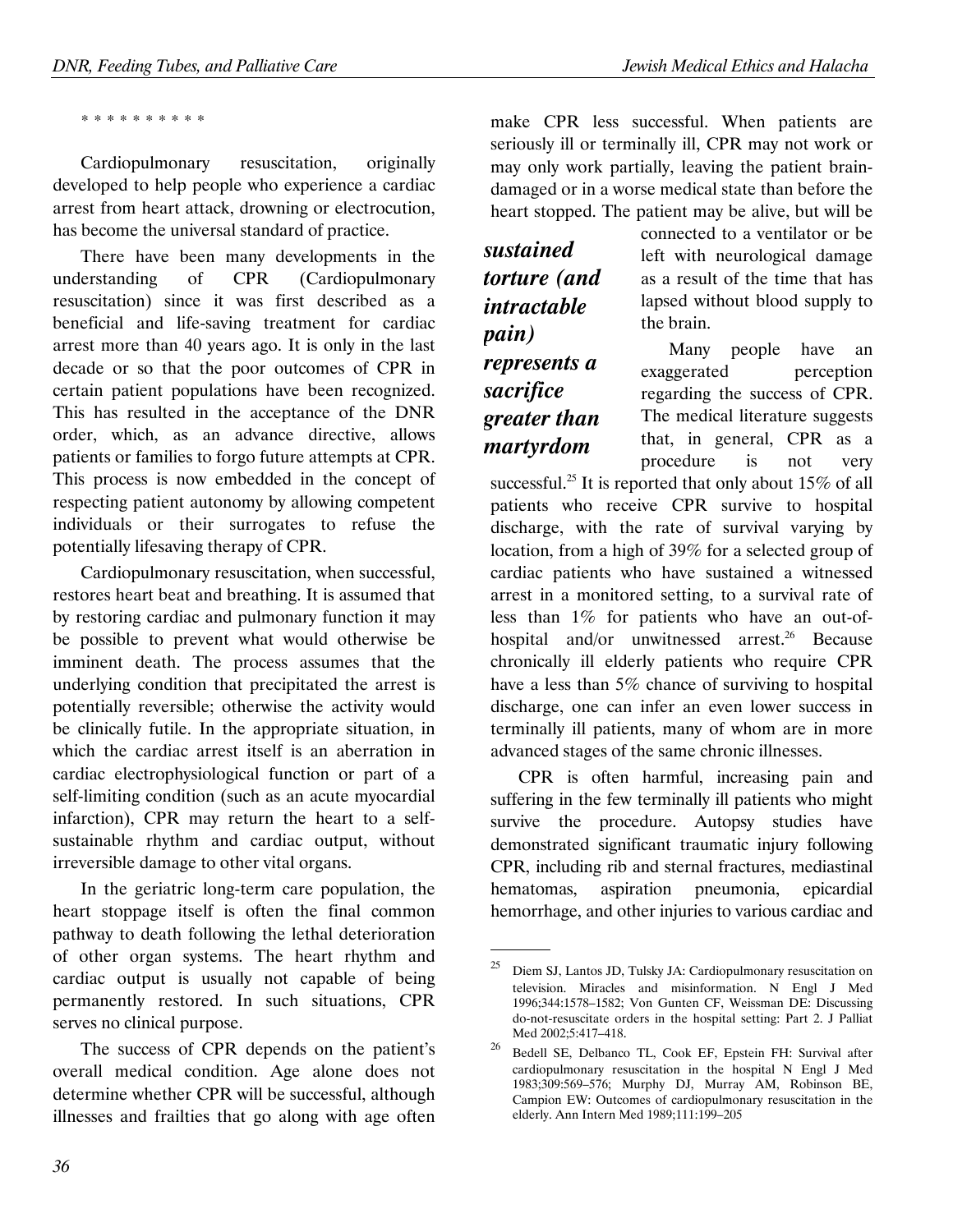* * * * * * * * * *

Cardiopulmonary resuscitation, originally developed to help people who experience a cardiac arrest from heart attack, drowning or electrocution, has become the universal standard of practice.

There have been many developments in the understanding of CPR (Cardiopulmonary resuscitation) since it was first described as a beneficial and life-saving treatment for cardiac arrest more than 40 years ago. It is only in the last decade or so that the poor outcomes of CPR in certain patient populations have been recognized. This has resulted in the acceptance of the DNR order, which, as an advance directive, allows patients or families to forgo future attempts at CPR. This process is now embedded in the concept of respecting patient autonomy by allowing competent individuals or their surrogates to refuse the potentially lifesaving therapy of CPR.

Cardiopulmonary resuscitation, when successful, restores heart beat and breathing. It is assumed that by restoring cardiac and pulmonary function it may be possible to prevent what would otherwise be imminent death. The process assumes that the underlying condition that precipitated the arrest is potentially reversible; otherwise the activity would be clinically futile. In the appropriate situation, in which the cardiac arrest itself is an aberration in cardiac electrophysiological function or part of a self-limiting condition (such as an acute myocardial infarction), CPR may return the heart to a self-sustainable rhythm and cardiac output, without irreversible damage to other vital organs.

In the geriatric long-term care population, the heart stoppage itself is often the final common pathway to death following the lethal deterioration of other organ systems. The heart rhythm and cardiac output is usually not capable of being permanently restored. In such situations, CPR serves no clinical purpose.

The success of CPR depends on the patient's overall medical condition. Age alone does not determine whether CPR will be successful, although illnesses and frailties that go along with age often make CPR less successful. When patients are seriously ill or terminally ill, CPR may not work or may only work partially, leaving the patient brain-damaged or in a worse medical state than before the heart stopped. The patient may be alive, but will be connected to a ventilator or be left with neurological damage as a result of the time that has lapsed without blood supply to the brain.

***sustained torture (and intractable pain) represents a sacrifice greater than martyrdom***

Many people have an exaggerated perception regarding the success of CPR. The medical literature suggests that, in general, CPR as a procedure is not very successful.[25] It is reported that only about 15% of all patients who receive CPR survive to hospital discharge, with the rate of survival varying by location, from a high of 39% for a selected group of cardiac patients who have sustained a witnessed arrest in a monitored setting, to a survival rate of less than 1% for patients who have an out-of-hospital and/or unwitnessed arrest.[26] Because chronically ill elderly patients who require CPR have a less than 5% chance of surviving to hospital discharge, one can infer an even lower success in terminally ill patients, many of whom are in more advanced stages of the same chronic illnesses.

CPR is often harmful, increasing pain and suffering in the few terminally ill patients who might survive the procedure. Autopsy studies have demonstrated significant traumatic injury following CPR, including rib and sternal fractures, mediastinal hematomas, aspiration pneumonia, epicardial hemorrhage, and other injuries to various cardiac and

---

[25] Diem SJ, Lantos JD, Tulsky JA: Cardiopulmonary resuscitation on television. Miracles and misinformation. N Engl J Med 1996;344:1578–1582; Von Gunten CF, Weissman DE: Discussing do-not-resuscitate orders in the hospital setting: Part 2. J Palliat Med 2002;5:417–418.

[26] Bedell SE, Delbanco TL, Cook EF, Epstein FH: Survival after cardiopulmonary resuscitation in the hospital N Engl J Med 1983;309:569–576; Murphy DJ, Murray AM, Robinson BE, Campion EW: Outcomes of cardiopulmonary resuscitation in the elderly. Ann Intern Med 1989;111:199–205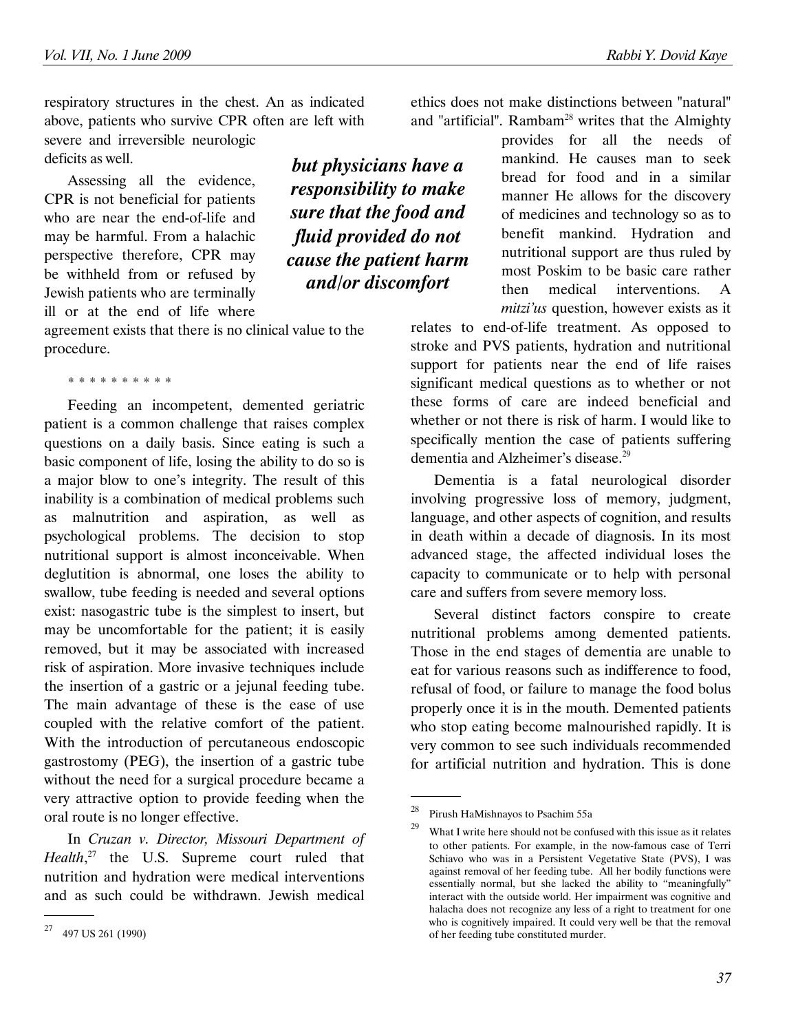respiratory structures in the chest. An as indicated above, patients who survive CPR often are left with severe and irreversible neurologic deficits as well.

Assessing all the evidence, CPR is not beneficial for patients who are near the end-of-life and may be harmful. From a halachic perspective therefore, CPR may be withheld from or refused by Jewish patients who are terminally ill or at the end of life where agreement exists that there is no clinical value to the procedure.

\* \* \* \* \* \* \* \* \* \*

Feeding an incompetent, demented geriatric patient is a common challenge that raises complex questions on a daily basis. Since eating is such a basic component of life, losing the ability to do so is a major blow to one's integrity. The result of this inability is a combination of medical problems such as malnutrition and aspiration, as well as psychological problems. The decision to stop nutritional support is almost inconceivable. When deglutition is abnormal, one loses the ability to swallow, tube feeding is needed and several options exist: nasogastric tube is the simplest to insert, but may be uncomfortable for the patient; it is easily removed, but it may be associated with increased risk of aspiration. More invasive techniques include the insertion of a gastric or a jejunal feeding tube. The main advantage of these is the ease of use coupled with the relative comfort of the patient. With the introduction of percutaneous endoscopic gastrostomy (PEG), the insertion of a gastric tube without the need for a surgical procedure became a very attractive option to provide feeding when the oral route is no longer effective.

In *Cruzan v. Director, Missouri Department of Health*,[27] the U.S. Supreme court ruled that nutrition and hydration were medical interventions and as such could be withdrawn. Jewish medical ethics does not make distinctions between "natural" and "artificial". Rambam[28] writes that the Almighty provides for all the needs of mankind. He causes man to seek bread for food and in a similar manner He allows for the discovery of medicines and technology so as to benefit mankind. Hydration and nutritional support are thus ruled by most Poskim to be basic care rather then medical interventions. A *mitzi'us* question, however exists as it relates to end-of-life treatment. As opposed to stroke and PVS patients, hydration and nutritional support for patients near the end of life raises significant medical questions as to whether or not these forms of care are indeed beneficial and whether or not there is risk of harm. I would like to specifically mention the case of patients suffering dementia and Alzheimer's disease.[29]

***but physicians have a responsibility to make sure that the food and fluid provided do not cause the patient harm and/or discomfort***

Dementia is a fatal neurological disorder involving progressive loss of memory, judgment, language, and other aspects of cognition, and results in death within a decade of diagnosis. In its most advanced stage, the affected individual loses the capacity to communicate or to help with personal care and suffers from severe memory loss.

Several distinct factors conspire to create nutritional problems among demented patients. Those in the end stages of dementia are unable to eat for various reasons such as indifference to food, refusal of food, or failure to manage the food bolus properly once it is in the mouth. Demented patients who stop eating become malnourished rapidly. It is very common to see such individuals recommended for artificial nutrition and hydration. This is done

---

[27] 497 US 261 (1990)

[28] Pirush HaMishnayos to Psachim 55a

[29] What I write here should not be confused with this issue as it relates to other patients. For example, in the now-famous case of Terri Schiavo who was in a Persistent Vegetative State (PVS), I was against removal of her feeding tube. All her bodily functions were essentially normal, but she lacked the ability to "meaningfully" interact with the outside world. Her impairment was cognitive and halacha does not recognize any less of a right to treatment for one who is cognitively impaired. It could very well be that the removal of her feeding tube constituted murder.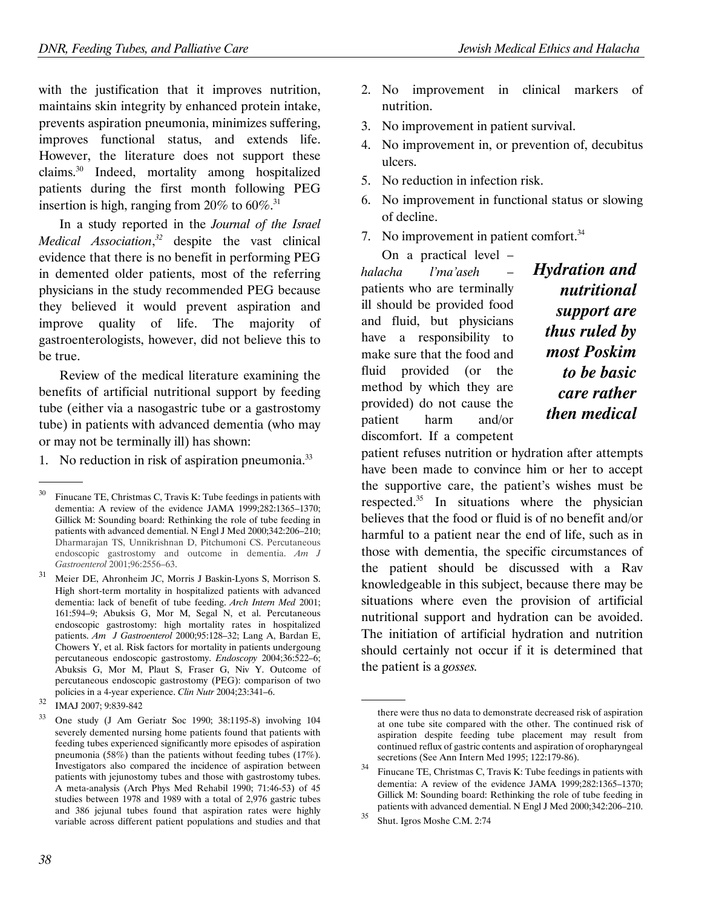with the justification that it improves nutrition, maintains skin integrity by enhanced protein intake, prevents aspiration pneumonia, minimizes suffering, improves functional status, and extends life. However, the literature does not support these claims.[30] Indeed, mortality among hospitalized patients during the first month following PEG insertion is high, ranging from 20% to 60%.[31]

In a study reported in the *Journal of the Israel Medical Association*,[32] despite the vast clinical evidence that there is no benefit in performing PEG in demented older patients, most of the referring physicians in the study recommended PEG because they believed it would prevent aspiration and improve quality of life. The majority of gastroenterologists, however, did not believe this to be true.

Review of the medical literature examining the benefits of artificial nutritional support by feeding tube (either via a nasogastric tube or a gastrostomy tube) in patients with advanced dementia (who may or may not be terminally ill) has shown:

1. No reduction in risk of aspiration pneumonia.[33]
2. No improvement in clinical markers of nutrition.
3. No improvement in patient survival.
4. No improvement in, or prevention of, decubitus ulcers.
5. No reduction in infection risk.
6. No improvement in functional status or slowing of decline.
7. No improvement in patient comfort.[34]

On a practical level – *halacha l'ma'aseh* – patients who are terminally ill should be provided food and fluid, but physicians have a responsibility to make sure that the food and fluid provided (or the method by which they are provided) do not cause the patient harm and/or discomfort. If a competent patient refuses nutrition or hydration after attempts have been made to convince him or her to accept the supportive care, the patient's wishes must be respected.[35] In situations where the physician believes that the food or fluid is of no benefit and/or harmful to a patient near the end of life, such as in those with dementia, the specific circumstances of the patient should be discussed with a Rav knowledgeable in this subject, because there may be situations where even the provision of artificial nutritional support and hydration can be avoided. The initiation of artificial hydration and nutrition should certainly not occur if it is determined that the patient is a *gosses.*

***Hydration and nutritional support are thus ruled by most Poskim to be basic care rather then medical***

---

[30] Finucane TE, Christmas C, Travis K: Tube feedings in patients with dementia: A review of the evidence JAMA 1999;282:1365–1370; Gillick M: Sounding board: Rethinking the role of tube feeding in patients with advanced demential. N Engl J Med 2000;342:206–210; Dharmarajan TS, Unnikrishnan D, Pitchumoni CS. Percutaneous endoscopic gastrostomy and outcome in dementia. *Am J Gastroenterol* 2001;96:2556–63.

[31] Meier DE, Ahronheim JC, Morris J Baskin-Lyons S, Morrison S. High short-term mortality in hospitalized patients with advanced dementia: lack of benefit of tube feeding. *Arch Intern Med* 2001; 161:594–9; Abuksis G, Mor M, Segal N, et al. Percutaneous endoscopic gastrostomy: high mortality rates in hospitalized patients. *Am J Gastroenterol* 2000;95:128–32; Lang A, Bardan E, Chowers Y, et al. Risk factors for mortality in patients undergoung percutaneous endoscopic gastrostomy. *Endoscopy* 2004;36:522–6; Abuksis G, Mor M, Plaut S, Fraser G, Niv Y. Outcome of percutaneous endoscopic gastrostomy (PEG): comparison of two policies in a 4-year experience. *Clin Nutr* 2004;23:341–6.

[32] IMAJ 2007; 9:839-842

[33] One study (J Am Geriatr Soc 1990; 38:1195-8) involving 104 severely demented nursing home patients found that patients with feeding tubes experienced significantly more episodes of aspiration pneumonia (58%) than the patients without feeding tubes (17%). Investigators also compared the incidence of aspiration between patients with jejunostomy tubes and those with gastrostomy tubes. A meta-analysis (Arch Phys Med Rehabil 1990; 71:46-53) of 45 studies between 1978 and 1989 with a total of 2,976 gastric tubes and 386 jejunal tubes found that aspiration rates were highly variable across different patient populations and studies and that there were thus no data to demonstrate decreased risk of aspiration at one tube site compared with the other. The continued risk of aspiration despite feeding tube placement may result from continued reflux of gastric contents and aspiration of oropharyngeal secretions (See Ann Intern Med 1995; 122:179-86).

[34] Finucane TE, Christmas C, Travis K: Tube feedings in patients with dementia: A review of the evidence JAMA 1999;282:1365–1370; Gillick M: Sounding board: Rethinking the role of tube feeding in patients with advanced demential. N Engl J Med 2000;342:206–210.

[35] Shut. Igros Moshe C.M. 2:74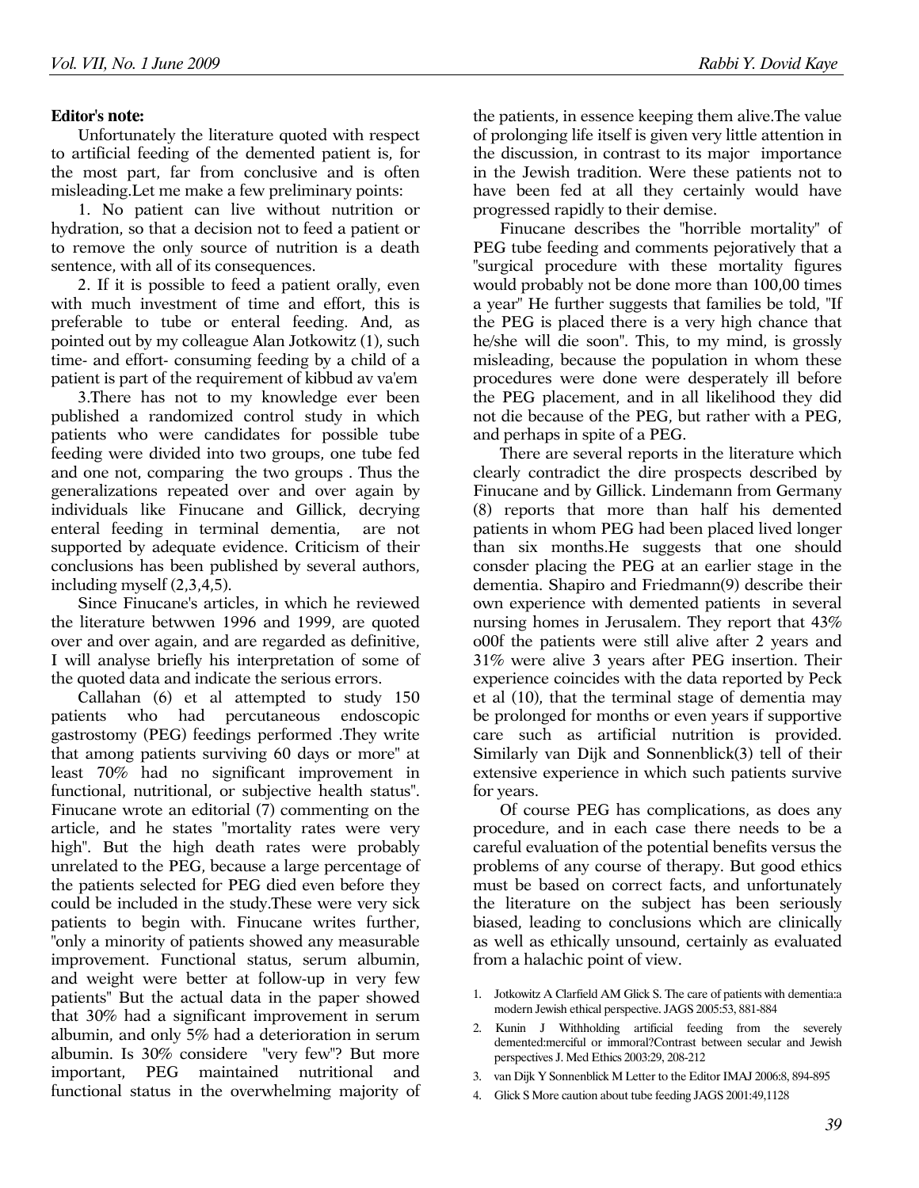**Editor's note:**

Unfortunately the literature quoted with respect to artificial feeding of the demented patient is, for the most part, far from conclusive and is often misleading.Let me make a few preliminary points:

1. No patient can live without nutrition or hydration, so that a decision not to feed a patient or to remove the only source of nutrition is a death sentence, with all of its consequences.

2. If it is possible to feed a patient orally, even with much investment of time and effort, this is preferable to tube or enteral feeding. And, as pointed out by my colleague Alan Jotkowitz (1), such time- and effort- consuming feeding by a child of a patient is part of the requirement of kibbud av va'em

3.There has not to my knowledge ever been published a randomized control study in which patients who were candidates for possible tube feeding were divided into two groups, one tube fed and one not, comparing the two groups . Thus the generalizations repeated over and over again by individuals like Finucane and Gillick, decrying enteral feeding in terminal dementia, are not supported by adequate evidence. Criticism of their conclusions has been published by several authors, including myself (2,3,4,5).

Since Finucane's articles, in which he reviewed the literature betwwen 1996 and 1999, are quoted over and over again, and are regarded as definitive, I will analyse briefly his interpretation of some of the quoted data and indicate the serious errors.

Callahan (6) et al attempted to study 150 patients who had percutaneous endoscopic gastrostomy (PEG) feedings performed .They write that among patients surviving 60 days or more" at least 70% had no significant improvement in functional, nutritional, or subjective health status". Finucane wrote an editorial (7) commenting on the article, and he states "mortality rates were very high". But the high death rates were probably unrelated to the PEG, because a large percentage of the patients selected for PEG died even before they could be included in the study.These were very sick patients to begin with. Finucane writes further, "only a minority of patients showed any measurable improvement. Functional status, serum albumin, and weight were better at follow-up in very few patients" But the actual data in the paper showed that 30% had a significant improvement in serum albumin, and only 5% had a deterioration in serum albumin. Is 30% considere "very few"? But more important, PEG maintained nutritional and functional status in the overwhelming majority of the patients, in essence keeping them alive.The value of prolonging life itself is given very little attention in the discussion, in contrast to its major importance in the Jewish tradition. Were these patients not to have been fed at all they certainly would have progressed rapidly to their demise.

Finucane describes the "horrible mortality" of PEG tube feeding and comments pejoratively that a "surgical procedure with these mortality figures would probably not be done more than 100,00 times a year" He further suggests that families be told, "If the PEG is placed there is a very high chance that he/she will die soon". This, to my mind, is grossly misleading, because the population in whom these procedures were done were desperately ill before the PEG placement, and in all likelihood they did not die because of the PEG, but rather with a PEG, and perhaps in spite of a PEG.

There are several reports in the literature which clearly contradict the dire prospects described by Finucane and by Gillick. Lindemann from Germany (8) reports that more than half his demented patients in whom PEG had been placed lived longer than six months.He suggests that one should consder placing the PEG at an earlier stage in the dementia. Shapiro and Friedmann(9) describe their own experience with demented patients in several nursing homes in Jerusalem. They report that 43% o00f the patients were still alive after 2 years and 31% were alive 3 years after PEG insertion. Their experience coincides with the data reported by Peck et al (10), that the terminal stage of dementia may be prolonged for months or even years if supportive care such as artificial nutrition is provided. Similarly van Dijk and Sonnenblick(3) tell of their extensive experience in which such patients survive for years.

Of course PEG has complications, as does any procedure, and in each case there needs to be a careful evaluation of the potential benefits versus the problems of any course of therapy. But good ethics must be based on correct facts, and unfortunately the literature on the subject has been seriously biased, leading to conclusions which are clinically as well as ethically unsound, certainly as evaluated from a halachic point of view.

1. Jotkowitz A Clarfield AM Glick S. The care of patients with dementia:a modern Jewish ethical perspective. JAGS 2005:53, 881-884
2. Kunin J Withholding artificial feeding from the severely demented:merciful or immoral?Contrast between secular and Jewish perspectives J. Med Ethics 2003:29, 208-212
3. van Dijk Y Sonnenblick M Letter to the Editor IMAJ 2006:8, 894-895
4. Glick S More caution about tube feeding JAGS 2001:49,1128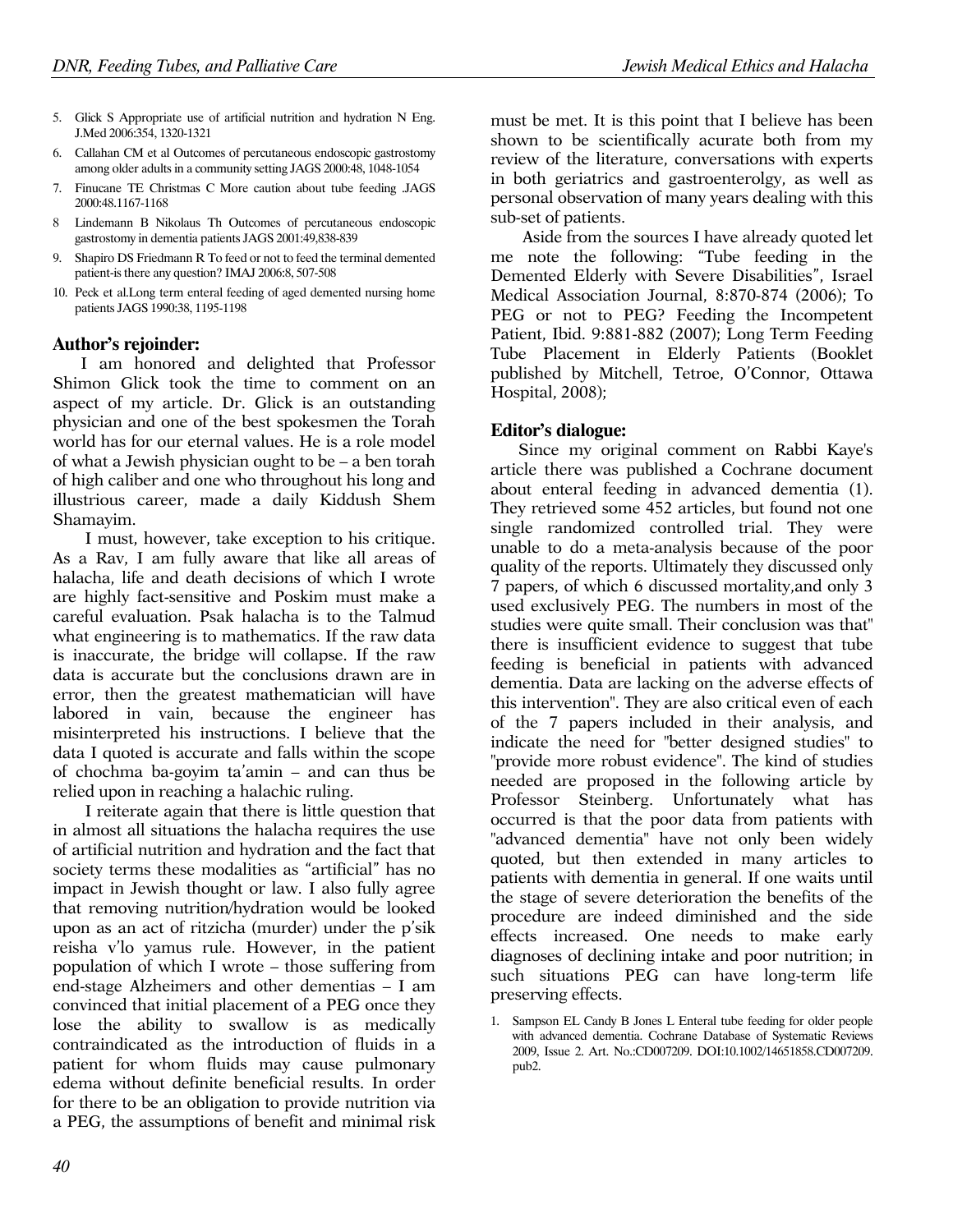5. Glick S Appropriate use of artificial nutrition and hydration N Eng. J.Med 2006:354, 1320-1321
6. Callahan CM et al Outcomes of percutaneous endoscopic gastrostomy among older adults in a community setting JAGS 2000:48, 1048-1054
7. Finucane TE Christmas C More caution about tube feeding .JAGS 2000:48.1167-1168
8. Lindemann B Nikolaus Th Outcomes of percutaneous endoscopic gastrostomy in dementia patients JAGS 2001:49,838-839
9. Shapiro DS Friedmann R To feed or not to feed the terminal demented patient-is there any question? IMAJ 2006:8, 507-508
10. Peck et al.Long term enteral feeding of aged demented nursing home patients JAGS 1990:38, 1195-1198

### Author's rejoinder:

I am honored and delighted that Professor Shimon Glick took the time to comment on an aspect of my article. Dr. Glick is an outstanding physician and one of the best spokesmen the Torah world has for our eternal values. He is a role model of what a Jewish physician ought to be – a ben torah of high caliber and one who throughout his long and illustrious career, made a daily Kiddush Shem Shamayim.

I must, however, take exception to his critique. As a Rav, I am fully aware that like all areas of halacha, life and death decisions of which I wrote are highly fact-sensitive and Poskim must make a careful evaluation. Psak halacha is to the Talmud what engineering is to mathematics. If the raw data is inaccurate, the bridge will collapse. If the raw data is accurate but the conclusions drawn are in error, then the greatest mathematician will have labored in vain, because the engineer has misinterpreted his instructions. I believe that the data I quoted is accurate and falls within the scope of chochma ba-goyim ta'amin – and can thus be relied upon in reaching a halachic ruling.

I reiterate again that there is little question that in almost all situations the halacha requires the use of artificial nutrition and hydration and the fact that society terms these modalities as "artificial" has no impact in Jewish thought or law. I also fully agree that removing nutrition/hydration would be looked upon as an act of ritzicha (murder) under the p'sik reisha v'lo yamus rule. However, in the patient population of which I wrote – those suffering from end-stage Alzheimers and other dementias – I am convinced that initial placement of a PEG once they lose the ability to swallow is as medically contraindicated as the introduction of fluids in a patient for whom fluids may cause pulmonary edema without definite beneficial results. In order for there to be an obligation to provide nutrition via a PEG, the assumptions of benefit and minimal risk must be met. It is this point that I believe has been shown to be scientifically acurate both from my review of the literature, conversations with experts in both geriatrics and gastroenterolgy, as well as personal observation of many years dealing with this sub-set of patients.

Aside from the sources I have already quoted let me note the following: "Tube feeding in the Demented Elderly with Severe Disabilities", Israel Medical Association Journal, 8:870-874 (2006); To PEG or not to PEG? Feeding the Incompetent Patient, Ibid. 9:881-882 (2007); Long Term Feeding Tube Placement in Elderly Patients (Booklet published by Mitchell, Tetroe, O'Connor, Ottawa Hospital, 2008);

### Editor's dialogue:

Since my original comment on Rabbi Kaye's article there was published a Cochrane document about enteral feeding in advanced dementia (1). They retrieved some 452 articles, but found not one single randomized controlled trial. They were unable to do a meta-analysis because of the poor quality of the reports. Ultimately they discussed only 7 papers, of which 6 discussed mortality,and only 3 used exclusively PEG. The numbers in most of the studies were quite small. Their conclusion was that" there is insufficient evidence to suggest that tube feeding is beneficial in patients with advanced dementia. Data are lacking on the adverse effects of this intervention". They are also critical even of each of the 7 papers included in their analysis, and indicate the need for "better designed studies" to "provide more robust evidence". The kind of studies needed are proposed in the following article by Professor Steinberg. Unfortunately what has occurred is that the poor data from patients with "advanced dementia" have not only been widely quoted, but then extended in many articles to patients with dementia in general. If one waits until the stage of severe deterioration the benefits of the procedure are indeed diminished and the side effects increased. One needs to make early diagnoses of declining intake and poor nutrition; in such situations PEG can have long-term life preserving effects.

1. Sampson EL Candy B Jones L Enteral tube feeding for older people with advanced dementia. Cochrane Database of Systematic Reviews 2009, Issue 2. Art. No.:CD007209. DOI:10.1002/14651858.CD007209. pub2.